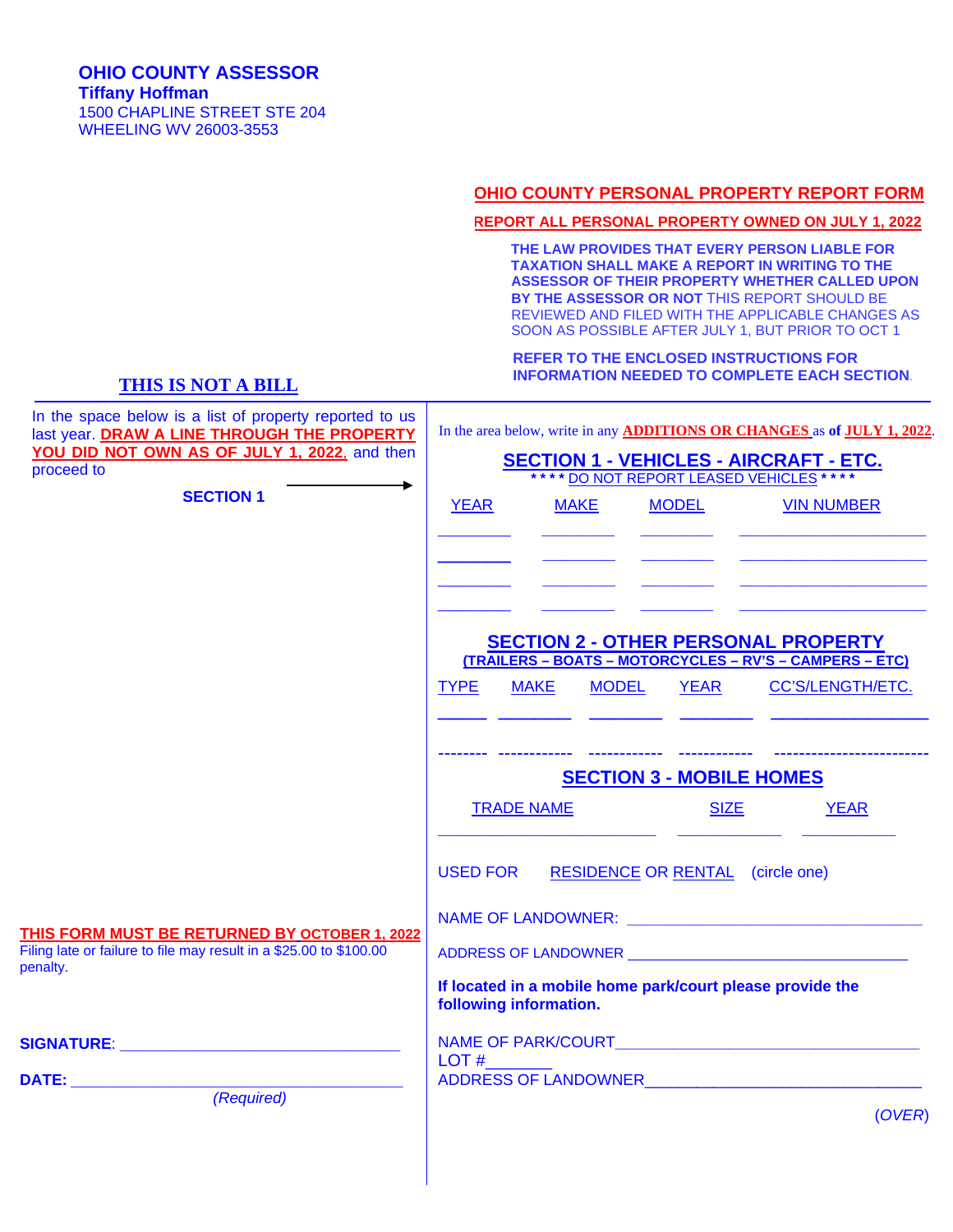**OHIO COUNTY ASSESSOR**
**Tiffany Hoffman**
1500 CHAPLINE STREET STE 204
WHEELING WV 26003-3553

## OHIO COUNTY PERSONAL PROPERTY REPORT FORM

**REPORT ALL PERSONAL PROPERTY OWNED ON JULY 1, 2022**

**THE LAW PROVIDES THAT EVERY PERSON LIABLE FOR TAXATION SHALL MAKE A REPORT IN WRITING TO THE ASSESSOR OF THEIR PROPERTY WHETHER CALLED UPON BY THE ASSESSOR OR NOT** THIS REPORT SHOULD BE REVIEWED AND FILED WITH THE APPLICABLE CHANGES AS SOON AS POSSIBLE AFTER JULY 1, BUT PRIOR TO OCT 1

**REFER TO THE ENCLOSED INSTRUCTIONS FOR INFORMATION NEEDED TO COMPLETE EACH SECTION.**

**THIS IS NOT A BILL**

In the space below is a list of property reported to us last year. **DRAW A LINE THROUGH THE PROPERTY YOU DID NOT OWN AS OF JULY 1, 2022,** and then proceed to

**SECTION 1** →

**THIS FORM MUST BE RETURNED BY OCTOBER 1, 2022**
Filing late or failure to file may result in a $25.00 to $100.00 penalty.

**SIGNATURE**: ________________________________

**DATE:** ________________________________
*(Required)*

In the area below, write in any **ADDITIONS OR CHANGES** as **of JULY 1, 2022**.

## SECTION 1 - VEHICLES - AIRCRAFT - ETC.

**\* \* \* \*** DO NOT REPORT LEASED VEHICLES **\* \* \* \***

| YEAR | MAKE | MODEL | VIN NUMBER |
|---|---|---|---|
| ________ | ________ | ________ | ____________________ |
| ________ | ________ | ________ | ____________________ |
| ________ | ________ | ________ | ____________________ |
| ________ | ________ | ________ | ____________________ |

## SECTION 2 - OTHER PERSONAL PROPERTY

**(TRAILERS – BOATS – MOTORCYCLES – RV'S – CAMPERS – ETC)**

| TYPE | MAKE | MODEL | YEAR | CC'S/LENGTH/ETC. |
|---|---|---|---|---|
| _____ | ________ | ________ | ________ | ________________ |
| -------- | ------------ | ------------ | ------------ | ------------------------- |

## SECTION 3 - MOBILE HOMES

| TRADE NAME | SIZE | YEAR |
|---|---|---|
| ________________________ | ____________ | ___________ |

USED FOR RESIDENCE OR RENTAL (circle one)

NAME OF LANDOWNER: ________________________________

ADDRESS OF LANDOWNER ________________________________

**If located in a mobile home park/court please provide the following information.**

NAME OF PARK/COURT________________________________
LOT #________
ADDRESS OF LANDOWNER________________________________

(*OVER*)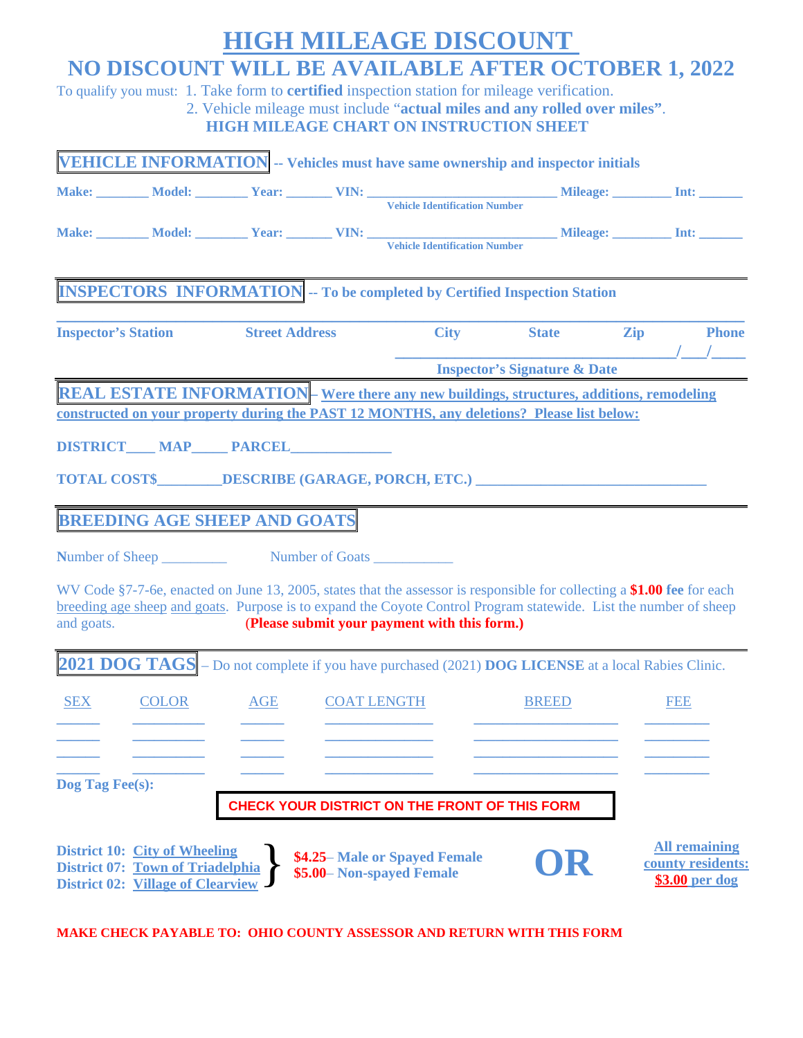# HIGH MILEAGE DISCOUNT

## NO DISCOUNT WILL BE AVAILABLE AFTER OCTOBER 1, 2022

To qualify you must: 1. Take form to **certified** inspection station for mileage verification.
2. Vehicle mileage must include "**actual miles and any rolled over miles**".
**HIGH MILEAGE CHART ON INSTRUCTION SHEET**

## VEHICLE INFORMATION -- Vehicles must have same ownership and inspector initials

**Make:** ________ **Model:** ________ **Year:** _______ **VIN:** __________________________ **Mileage:** _________ **Int:** ______
Vehicle Identification Number

**Make:** ________ **Model:** ________ **Year:** _______ **VIN:** __________________________ **Mileage:** _________ **Int:** ______
Vehicle Identification Number

## INSPECTORS INFORMATION -- To be completed by Certified Inspection Station

**Inspector's Station** | **Street Address** | **City** | **State** | **Zip** | **Phone**

________________________________ ___/___/_____
**Inspector's Signature & Date**

## REAL ESTATE INFORMATION – Were there any new buildings, structures, additions, remodeling constructed on your property during the PAST 12 MONTHS, any deletions? Please list below:

**DISTRICT**____ **MAP**_____ **PARCEL**______________

**TOTAL COST$**_________**DESCRIBE (GARAGE, PORCH, ETC.)** ________________________________

## BREEDING AGE SHEEP AND GOATS

Number of Sheep _________ Number of Goats ___________

WV Code §7-7-6e, enacted on June 13, 2005, states that the assessor is responsible for collecting a **$1.00 fee** for each breeding age sheep and goats. Purpose is to expand the Coyote Control Program statewide. List the number of sheep and goats. **(Please submit your payment with this form.)**

## 2021 DOG TAGS – Do not complete if you have purchased (2021) DOG LICENSE at a local Rabies Clinic.

| SEX | COLOR | AGE | COAT LENGTH | BREED | FEE |
|---|---|---|---|---|---|
| | | | | | |
| | | | | | |
| | | | | | |

**Dog Tag Fee(s):**

**CHECK YOUR DISTRICT ON THE FRONT OF THIS FORM**

**District 10: City of Wheeling**
**District 07: Town of Triadelphia**
**District 02: Village of Clearview**

**$4.25– Male or Spayed Female**
**$5.00– Non-spayed Female**

**OR**

**All remaining county residents: $3.00 per dog**

**MAKE CHECK PAYABLE TO: OHIO COUNTY ASSESSOR AND RETURN WITH THIS FORM**